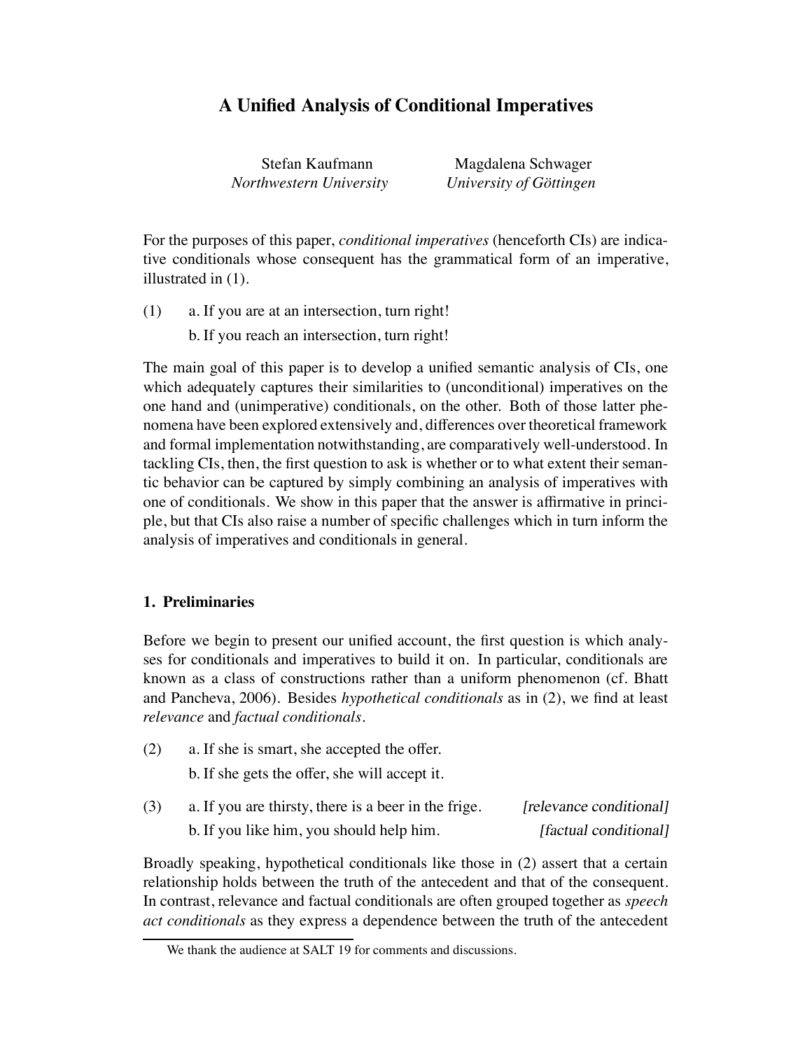# A Unified Analysis of Conditional Imperatives

Stefan Kaufmann
*Northwestern University*

Magdalena Schwager
*University of Göttingen*

For the purposes of this paper, *conditional imperatives* (henceforth CIs) are indicative conditionals whose consequent has the grammatical form of an imperative, illustrated in (1).

(1) a. If you are at an intersection, turn right!
    b. If you reach an intersection, turn right!

The main goal of this paper is to develop a unified semantic analysis of CIs, one which adequately captures their similarities to (unconditional) imperatives on the one hand and (unimperative) conditionals, on the other. Both of those latter phenomena have been explored extensively and, differences over theoretical framework and formal implementation notwithstanding, are comparatively well-understood. In tackling CIs, then, the first question to ask is whether or to what extent their semantic behavior can be captured by simply combining an analysis of imperatives with one of conditionals. We show in this paper that the answer is affirmative in principle, but that CIs also raise a number of specific challenges which in turn inform the analysis of imperatives and conditionals in general.

## 1. Preliminaries

Before we begin to present our unified account, the first question is which analyses for conditionals and imperatives to build it on. In particular, conditionals are known as a class of constructions rather than a uniform phenomenon (cf. Bhatt and Pancheva, 2006). Besides *hypothetical conditionals* as in (2), we find at least *relevance* and *factual conditionals*.

(2) a. If she is smart, she accepted the offer.
    b. If she gets the offer, she will accept it.

(3) a. If you are thirsty, there is a beer in the frige. *[relevance conditional]*
    b. If you like him, you should help him. *[factual conditional]*

Broadly speaking, hypothetical conditionals like those in (2) assert that a certain relationship holds between the truth of the antecedent and that of the consequent. In contrast, relevance and factual conditionals are often grouped together as *speech act conditionals* as they express a dependence between the truth of the antecedent

We thank the audience at SALT 19 for comments and discussions.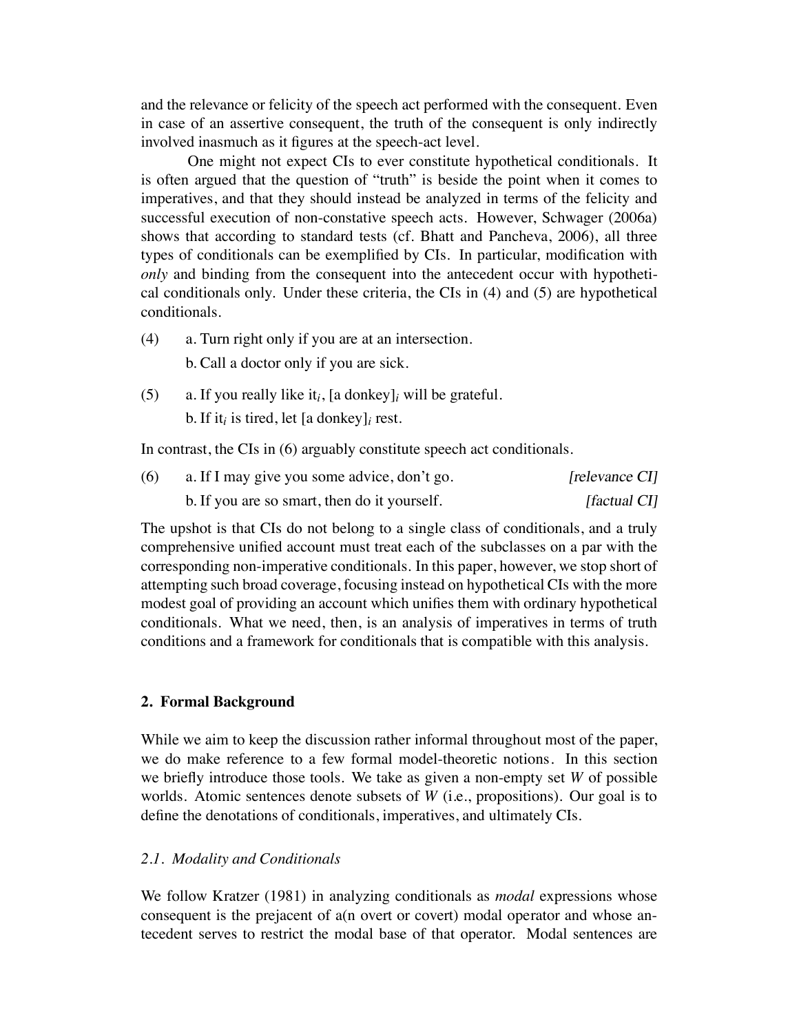and the relevance or felicity of the speech act performed with the consequent. Even in case of an assertive consequent, the truth of the consequent is only indirectly involved inasmuch as it figures at the speech-act level.

One might not expect CIs to ever constitute hypothetical conditionals. It is often argued that the question of "truth" is beside the point when it comes to imperatives, and that they should instead be analyzed in terms of the felicity and successful execution of non-constative speech acts. However, Schwager (2006a) shows that according to standard tests (cf. Bhatt and Pancheva, 2006), all three types of conditionals can be exemplified by CIs. In particular, modification with *only* and binding from the consequent into the antecedent occur with hypothetical conditionals only. Under these criteria, the CIs in (4) and (5) are hypothetical conditionals.

(4) a. Turn right only if you are at an intersection.

b. Call a doctor only if you are sick.

(5) a. If you really like it$_i$, [a donkey]$_i$ will be grateful.

b. If it$_i$ is tired, let [a donkey]$_i$ rest.

In contrast, the CIs in (6) arguably constitute speech act conditionals.

(6) a. If I may give you some advice, don't go. *[relevance CI]*

b. If you are so smart, then do it yourself. *[factual CI]*

The upshot is that CIs do not belong to a single class of conditionals, and a truly comprehensive unified account must treat each of the subclasses on a par with the corresponding non-imperative conditionals. In this paper, however, we stop short of attempting such broad coverage, focusing instead on hypothetical CIs with the more modest goal of providing an account which unifies them with ordinary hypothetical conditionals. What we need, then, is an analysis of imperatives in terms of truth conditions and a framework for conditionals that is compatible with this analysis.

## 2. Formal Background

While we aim to keep the discussion rather informal throughout most of the paper, we do make reference to a few formal model-theoretic notions. In this section we briefly introduce those tools. We take as given a non-empty set $W$ of possible worlds. Atomic sentences denote subsets of $W$ (i.e., propositions). Our goal is to define the denotations of conditionals, imperatives, and ultimately CIs.

### 2.1. Modality and Conditionals

We follow Kratzer (1981) in analyzing conditionals as *modal* expressions whose consequent is the prejacent of a(n overt or covert) modal operator and whose antecedent serves to restrict the modal base of that operator. Modal sentences are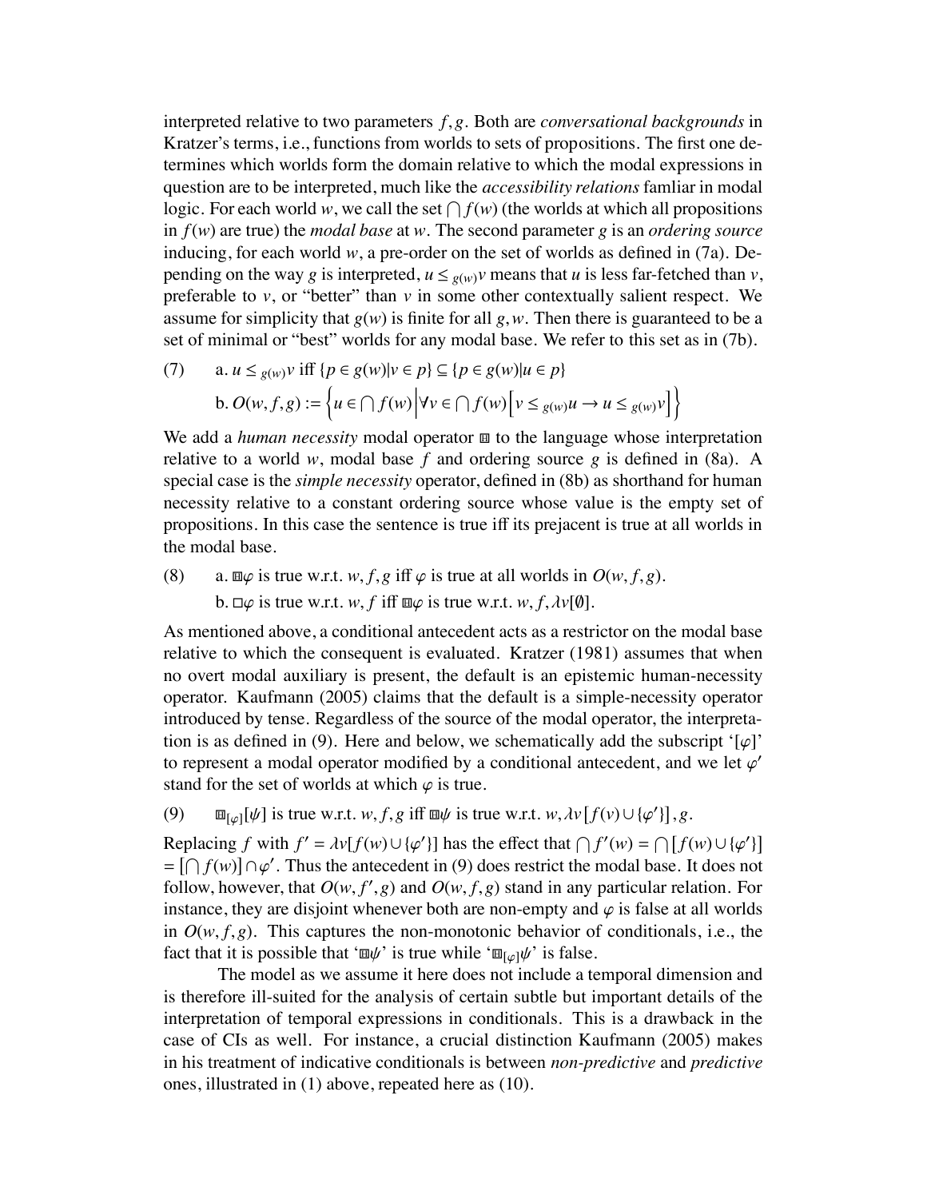interpreted relative to two parameters $f, g$. Both are *conversational backgrounds* in Kratzer's terms, i.e., functions from worlds to sets of propositions. The first one determines which worlds form the domain relative to which the modal expressions in question are to be interpreted, much like the *accessibility relations* famliar in modal logic. For each world $w$, we call the set $\bigcap f(w)$ (the worlds at which all propositions in $f(w)$ are true) the *modal base* at $w$. The second parameter $g$ is an *ordering source* inducing, for each world $w$, a pre-order on the set of worlds as defined in (7a). Depending on the way $g$ is interpreted, $u \leq_{g(w)} v$ means that $u$ is less far-fetched than $v$, preferable to $v$, or "better" than $v$ in some other contextually salient respect. We assume for simplicity that $g(w)$ is finite for all $g, w$. Then there is guaranteed to be a set of minimal or "best" worlds for any modal base. We refer to this set as in (7b).

(7) a. $u \leq_{g(w)} v$ iff $\{p \in g(w) | v \in p\} \subseteq \{p \in g(w) | u \in p\}$

b. $O(w, f, g) := \left\{ u \in \bigcap f(w) \middle| \forall v \in \bigcap f(w) \left[ v \leq_{g(w)} u \rightarrow u \leq_{g(w)} v \right] \right\}$

We add a *human necessity* modal operator $\boxplus$ to the language whose interpretation relative to a world $w$, modal base $f$ and ordering source $g$ is defined in (8a). A special case is the *simple necessity* operator, defined in (8b) as shorthand for human necessity relative to a constant ordering source whose value is the empty set of propositions. In this case the sentence is true iff its prejacent is true at all worlds in the modal base.

(8) a. $\boxplus\varphi$ is true w.r.t. $w, f, g$ iff $\varphi$ is true at all worlds in $O(w, f, g)$.

b. $\Box\varphi$ is true w.r.t. $w, f$ iff $\boxplus\varphi$ is true w.r.t. $w, f, \lambda v[\emptyset]$.

As mentioned above, a conditional antecedent acts as a restrictor on the modal base relative to which the consequent is evaluated. Kratzer (1981) assumes that when no overt modal auxiliary is present, the default is an epistemic human-necessity operator. Kaufmann (2005) claims that the default is a simple-necessity operator introduced by tense. Regardless of the source of the modal operator, the interpretation is as defined in (9). Here and below, we schematically add the subscript '$[\varphi]$' to represent a modal operator modified by a conditional antecedent, and we let $\varphi'$ stand for the set of worlds at which $\varphi$ is true.

(9) $\boxplus_{[\varphi]}[\psi]$ is true w.r.t. $w, f, g$ iff $\boxplus\psi$ is true w.r.t. $w, \lambda v[f(v) \cup \{\varphi'\}], g$.

Replacing $f$ with $f' = \lambda v[f(w) \cup \{\varphi'\}]$ has the effect that $\bigcap f'(w) = \bigcap [f(w) \cup \{\varphi'\}] = [\bigcap f(w)] \cap \varphi'$. Thus the antecedent in (9) does restrict the modal base. It does not follow, however, that $O(w, f', g)$ and $O(w, f, g)$ stand in any particular relation. For instance, they are disjoint whenever both are non-empty and $\varphi$ is false at all worlds in $O(w, f, g)$. This captures the non-monotonic behavior of conditionals, i.e., the fact that it is possible that '$\boxplus\psi$' is true while '$\boxplus_{[\varphi]}\psi$' is false.

The model as we assume it here does not include a temporal dimension and is therefore ill-suited for the analysis of certain subtle but important details of the interpretation of temporal expressions in conditionals. This is a drawback in the case of CIs as well. For instance, a crucial distinction Kaufmann (2005) makes in his treatment of indicative conditionals is between *non-predictive* and *predictive* ones, illustrated in (1) above, repeated here as (10).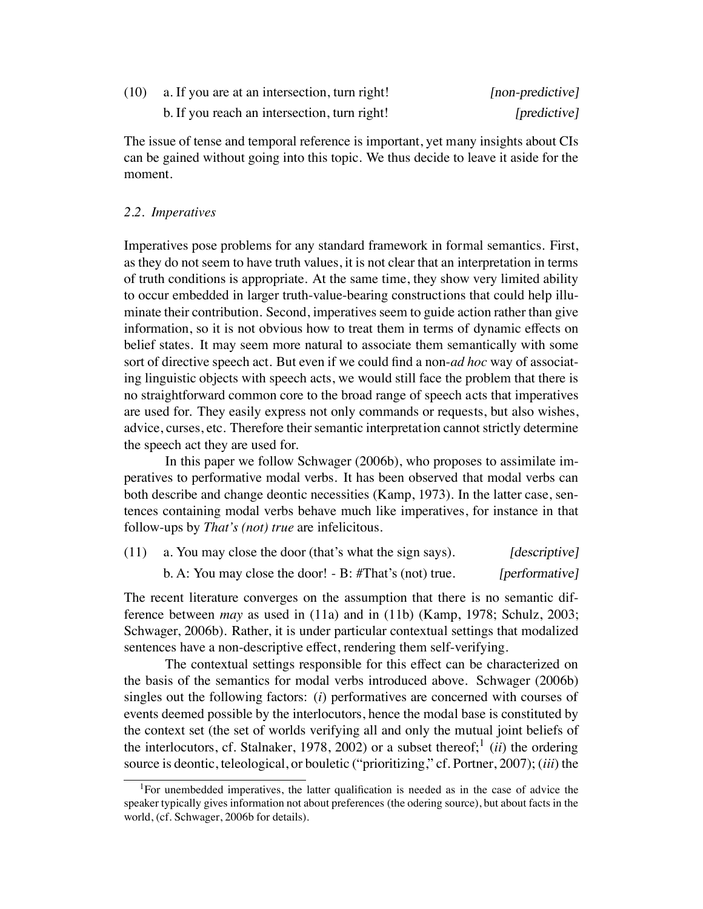(10) a. If you are at an intersection, turn right! *[non-predictive]*

b. If you reach an intersection, turn right! *[predictive]*

The issue of tense and temporal reference is important, yet many insights about CIs can be gained without going into this topic. We thus decide to leave it aside for the moment.

### 2.2. *Imperatives*

Imperatives pose problems for any standard framework in formal semantics. First, as they do not seem to have truth values, it is not clear that an interpretation in terms of truth conditions is appropriate. At the same time, they show very limited ability to occur embedded in larger truth-value-bearing constructions that could help illuminate their contribution. Second, imperatives seem to guide action rather than give information, so it is not obvious how to treat them in terms of dynamic effects on belief states. It may seem more natural to associate them semantically with some sort of directive speech act. But even if we could find a non-*ad hoc* way of associating linguistic objects with speech acts, we would still face the problem that there is no straightforward common core to the broad range of speech acts that imperatives are used for. They easily express not only commands or requests, but also wishes, advice, curses, etc. Therefore their semantic interpretation cannot strictly determine the speech act they are used for.

In this paper we follow Schwager (2006b), who proposes to assimilate imperatives to performative modal verbs. It has been observed that modal verbs can both describe and change deontic necessities (Kamp, 1973). In the latter case, sentences containing modal verbs behave much like imperatives, for instance in that follow-ups by *That's (not) true* are infelicitous.

(11) a. You may close the door (that's what the sign says). *[descriptive]*

b. A: You may close the door! - B: #That's (not) true. *[performative]*

The recent literature converges on the assumption that there is no semantic difference between *may* as used in (11a) and in (11b) (Kamp, 1978; Schulz, 2003; Schwager, 2006b). Rather, it is under particular contextual settings that modalized sentences have a non-descriptive effect, rendering them self-verifying.

The contextual settings responsible for this effect can be characterized on the basis of the semantics for modal verbs introduced above. Schwager (2006b) singles out the following factors: (*i*) performatives are concerned with courses of events deemed possible by the interlocutors, hence the modal base is constituted by the context set (the set of worlds verifying all and only the mutual joint beliefs of the interlocutors, cf. Stalnaker, 1978, 2002) or a subset thereof;[1] (*ii*) the ordering source is deontic, teleological, or bouletic ("prioritizing," cf. Portner, 2007); (*iii*) the

[1]For unembedded imperatives, the latter qualification is needed as in the case of advice the speaker typically gives information not about preferences (the odering source), but about facts in the world, (cf. Schwager, 2006b for details).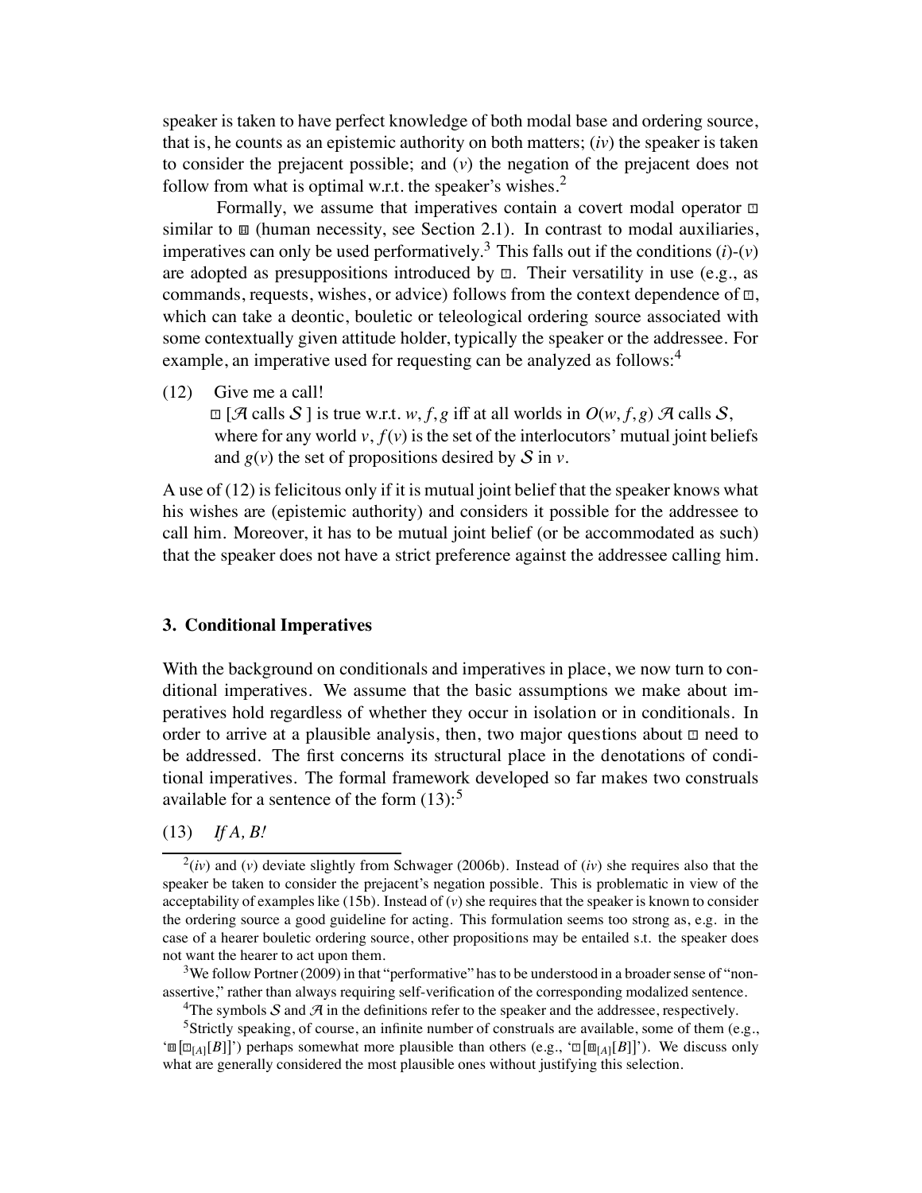speaker is taken to have perfect knowledge of both modal base and ordering source, that is, he counts as an epistemic authority on both matters; (*iv*) the speaker is taken to consider the prejacent possible; and (*v*) the negation of the prejacent does not follow from what is optimal w.r.t. the speaker's wishes.[2]

Formally, we assume that imperatives contain a covert modal operator $\boxdot$ similar to $\boxplus$ (human necessity, see Section 2.1). In contrast to modal auxiliaries, imperatives can only be used performatively.[3] This falls out if the conditions (*i*)-(*v*) are adopted as presuppositions introduced by $\boxdot$. Their versatility in use (e.g., as commands, requests, wishes, or advice) follows from the context dependence of $\boxdot$, which can take a deontic, bouletic or teleological ordering source associated with some contextually given attitude holder, typically the speaker or the addressee. For example, an imperative used for requesting can be analyzed as follows:[4]

(12) Give me a call!
$\boxdot$ [$\mathcal{A}$ calls $\mathcal{S}$ ] is true w.r.t. $w, f, g$ iff at all worlds in $O(w, f, g)$ $\mathcal{A}$ calls $\mathcal{S}$, where for any world $v$, $f(v)$ is the set of the interlocutors' mutual joint beliefs and $g(v)$ the set of propositions desired by $\mathcal{S}$ in $v$.

A use of (12) is felicitous only if it is mutual joint belief that the speaker knows what his wishes are (epistemic authority) and considers it possible for the addressee to call him. Moreover, it has to be mutual joint belief (or be accommodated as such) that the speaker does not have a strict preference against the addressee calling him.

## 3. Conditional Imperatives

With the background on conditionals and imperatives in place, we now turn to conditional imperatives. We assume that the basic assumptions we make about imperatives hold regardless of whether they occur in isolation or in conditionals. In order to arrive at a plausible analysis, then, two major questions about $\boxdot$ need to be addressed. The first concerns its structural place in the denotations of conditional imperatives. The formal framework developed so far makes two construals available for a sentence of the form (13):[5]

(13) *If A, B!*

---

[2](*iv*) and (*v*) deviate slightly from Schwager (2006b). Instead of (*iv*) she requires also that the speaker be taken to consider the prejacent's negation possible. This is problematic in view of the acceptability of examples like (15b). Instead of (*v*) she requires that the speaker is known to consider the ordering source a good guideline for acting. This formulation seems too strong as, e.g. in the case of a hearer bouletic ordering source, other propositions may be entailed s.t. the speaker does not want the hearer to act upon them.

[3]We follow Portner (2009) in that "performative" has to be understood in a broader sense of "non-assertive," rather than always requiring self-verification of the corresponding modalized sentence.

[4]The symbols $\mathcal{S}$ and $\mathcal{A}$ in the definitions refer to the speaker and the addressee, respectively.

[5]Strictly speaking, of course, an infinite number of construals are available, some of them (e.g., '$\boxplus[\boxdot_{[A]}[B]]$') perhaps somewhat more plausible than others (e.g., '$\boxdot[\boxplus_{[A]}[B]]$'). We discuss only what are generally considered the most plausible ones without justifying this selection.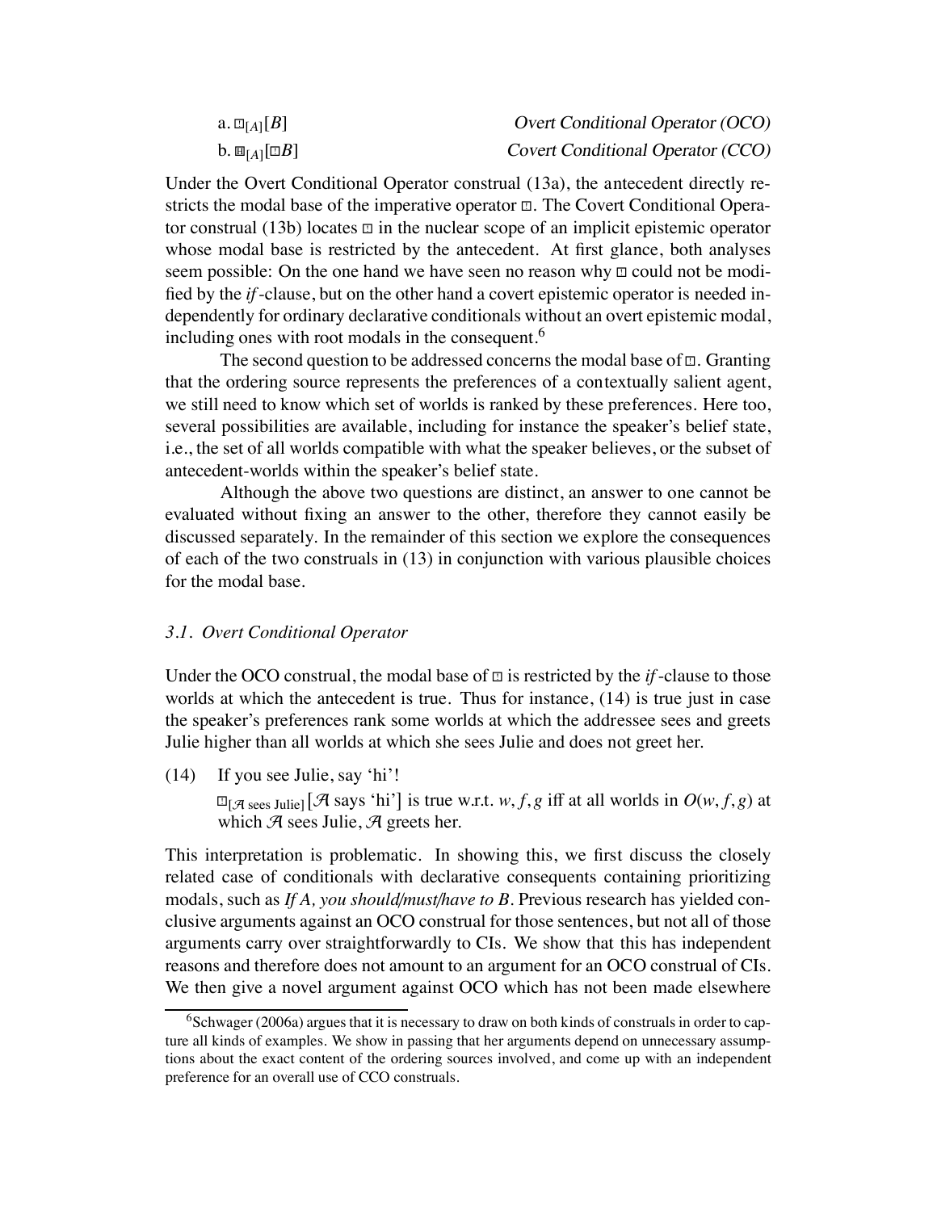a. $\boxdot_{[A]}[B]$ *Overt Conditional Operator (OCO)*

b. $\boxplus_{[A]}[\boxdot B]$ *Covert Conditional Operator (CCO)*

Under the Overt Conditional Operator construal (13a), the antecedent directly restricts the modal base of the imperative operator $\boxdot$. The Covert Conditional Operator construal (13b) locates $\boxdot$ in the nuclear scope of an implicit epistemic operator whose modal base is restricted by the antecedent. At first glance, both analyses seem possible: On the one hand we have seen no reason why $\boxdot$ could not be modified by the *if*-clause, but on the other hand a covert epistemic operator is needed independently for ordinary declarative conditionals without an overt epistemic modal, including ones with root modals in the consequent.[6]

The second question to be addressed concerns the modal base of $\boxdot$. Granting that the ordering source represents the preferences of a contextually salient agent, we still need to know which set of worlds is ranked by these preferences. Here too, several possibilities are available, including for instance the speaker's belief state, i.e., the set of all worlds compatible with what the speaker believes, or the subset of antecedent-worlds within the speaker's belief state.

Although the above two questions are distinct, an answer to one cannot be evaluated without fixing an answer to the other, therefore they cannot easily be discussed separately. In the remainder of this section we explore the consequences of each of the two construals in (13) in conjunction with various plausible choices for the modal base.

### *3.1. Overt Conditional Operator*

Under the OCO construal, the modal base of $\boxdot$ is restricted by the *if*-clause to those worlds at which the antecedent is true. Thus for instance, (14) is true just in case the speaker's preferences rank some worlds at which the addressee sees and greets Julie higher than all worlds at which she sees Julie and does not greet her.

(14) If you see Julie, say 'hi'!

$\boxdot_{[\mathcal{A}\text{ sees Julie}]}[\mathcal{A}\text{ says 'hi'}]$ is true w.r.t. $w, f, g$ iff at all worlds in $O(w, f, g)$ at which $\mathcal{A}$ sees Julie, $\mathcal{A}$ greets her.

This interpretation is problematic. In showing this, we first discuss the closely related case of conditionals with declarative consequents containing prioritizing modals, such as *If A, you should/must/have to B*. Previous research has yielded conclusive arguments against an OCO construal for those sentences, but not all of those arguments carry over straightforwardly to CIs. We show that this has independent reasons and therefore does not amount to an argument for an OCO construal of CIs. We then give a novel argument against OCO which has not been made elsewhere

[6] Schwager (2006a) argues that it is necessary to draw on both kinds of construals in order to capture all kinds of examples. We show in passing that her arguments depend on unnecessary assumptions about the exact content of the ordering sources involved, and come up with an independent preference for an overall use of CCO construals.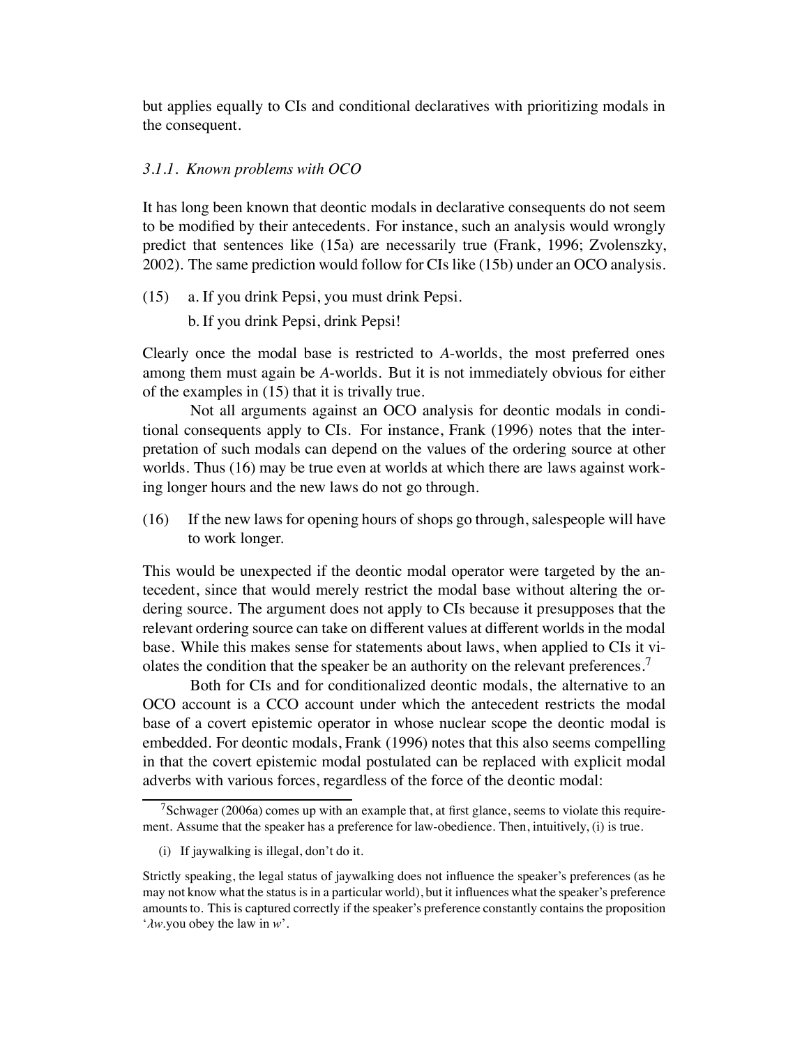but applies equally to CIs and conditional declaratives with prioritizing modals in the consequent.

### *3.1.1. Known problems with OCO*

It has long been known that deontic modals in declarative consequents do not seem to be modified by their antecedents. For instance, such an analysis would wrongly predict that sentences like (15a) are necessarily true (Frank, 1996; Zvolenszky, 2002). The same prediction would follow for CIs like (15b) under an OCO analysis.

(15) a. If you drink Pepsi, you must drink Pepsi.

b. If you drink Pepsi, drink Pepsi!

Clearly once the modal base is restricted to *A*-worlds, the most preferred ones among them must again be *A*-worlds. But it is not immediately obvious for either of the examples in (15) that it is trivally true.

Not all arguments against an OCO analysis for deontic modals in conditional consequents apply to CIs. For instance, Frank (1996) notes that the interpretation of such modals can depend on the values of the ordering source at other worlds. Thus (16) may be true even at worlds at which there are laws against working longer hours and the new laws do not go through.

(16) If the new laws for opening hours of shops go through, salespeople will have to work longer.

This would be unexpected if the deontic modal operator were targeted by the antecedent, since that would merely restrict the modal base without altering the ordering source. The argument does not apply to CIs because it presupposes that the relevant ordering source can take on different values at different worlds in the modal base. While this makes sense for statements about laws, when applied to CIs it violates the condition that the speaker be an authority on the relevant preferences.[7]

Both for CIs and for conditionalized deontic modals, the alternative to an OCO account is a CCO account under which the antecedent restricts the modal base of a covert epistemic operator in whose nuclear scope the deontic modal is embedded. For deontic modals, Frank (1996) notes that this also seems compelling in that the covert epistemic modal postulated can be replaced with explicit modal adverbs with various forces, regardless of the force of the deontic modal:

---

[7] Schwager (2006a) comes up with an example that, at first glance, seems to violate this requirement. Assume that the speaker has a preference for law-obedience. Then, intuitively, (i) is true.

(i) If jaywalking is illegal, don't do it.

Strictly speaking, the legal status of jaywalking does not influence the speaker's preferences (as he may not know what the status is in a particular world), but it influences what the speaker's preference amounts to. This is captured correctly if the speaker's preference constantly contains the proposition '$\lambda w$.you obey the law in $w$'.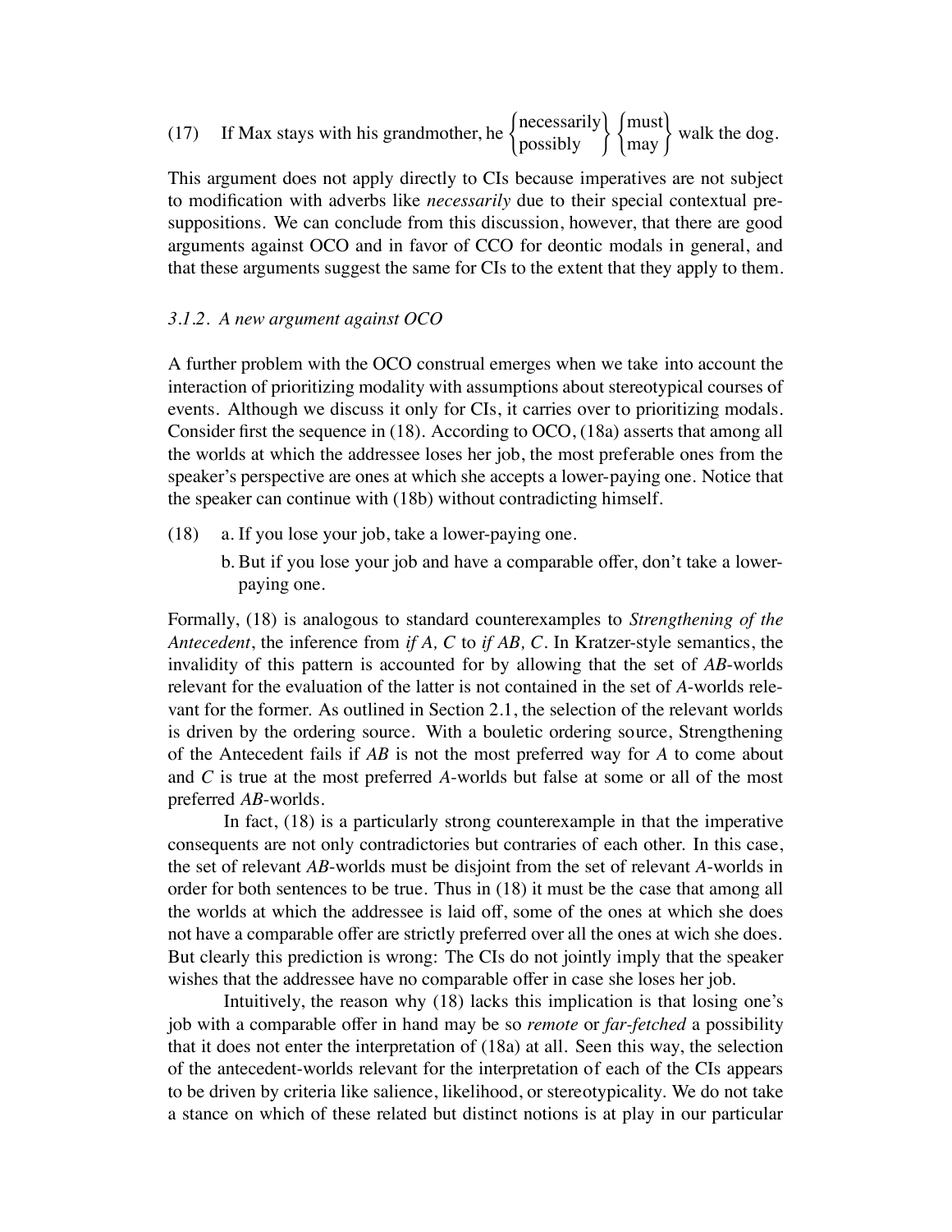(17) If Max stays with his grandmother, he $\left\{\begin{array}{l}\text{necessarily}\\ \text{possibly}\end{array}\right\}$ $\left\{\begin{array}{l}\text{must}\\ \text{may}\end{array}\right\}$ walk the dog.

This argument does not apply directly to CIs because imperatives are not subject to modification with adverbs like *necessarily* due to their special contextual presuppositions. We can conclude from this discussion, however, that there are good arguments against OCO and in favor of CCO for deontic modals in general, and that these arguments suggest the same for CIs to the extent that they apply to them.

### *3.1.2. A new argument against OCO*

A further problem with the OCO construal emerges when we take into account the interaction of prioritizing modality with assumptions about stereotypical courses of events. Although we discuss it only for CIs, it carries over to prioritizing modals. Consider first the sequence in (18). According to OCO, (18a) asserts that among all the worlds at which the addressee loses her job, the most preferable ones from the speaker's perspective are ones at which she accepts a lower-paying one. Notice that the speaker can continue with (18b) without contradicting himself.

(18) a. If you lose your job, take a lower-paying one.
  b. But if you lose your job and have a comparable offer, don't take a lower-paying one.

Formally, (18) is analogous to standard counterexamples to *Strengthening of the Antecedent*, the inference from *if A, C* to *if AB, C*. In Kratzer-style semantics, the invalidity of this pattern is accounted for by allowing that the set of *AB*-worlds relevant for the evaluation of the latter is not contained in the set of *A*-worlds relevant for the former. As outlined in Section 2.1, the selection of the relevant worlds is driven by the ordering source. With a bouletic ordering source, Strengthening of the Antecedent fails if *AB* is not the most preferred way for *A* to come about and *C* is true at the most preferred *A*-worlds but false at some or all of the most preferred *AB*-worlds.

In fact, (18) is a particularly strong counterexample in that the imperative consequents are not only contradictories but contraries of each other. In this case, the set of relevant *AB*-worlds must be disjoint from the set of relevant *A*-worlds in order for both sentences to be true. Thus in (18) it must be the case that among all the worlds at which the addressee is laid off, some of the ones at which she does not have a comparable offer are strictly preferred over all the ones at wich she does. But clearly this prediction is wrong: The CIs do not jointly imply that the speaker wishes that the addressee have no comparable offer in case she loses her job.

Intuitively, the reason why (18) lacks this implication is that losing one's job with a comparable offer in hand may be so *remote* or *far-fetched* a possibility that it does not enter the interpretation of (18a) at all. Seen this way, the selection of the antecedent-worlds relevant for the interpretation of each of the CIs appears to be driven by criteria like salience, likelihood, or stereotypicality. We do not take a stance on which of these related but distinct notions is at play in our particular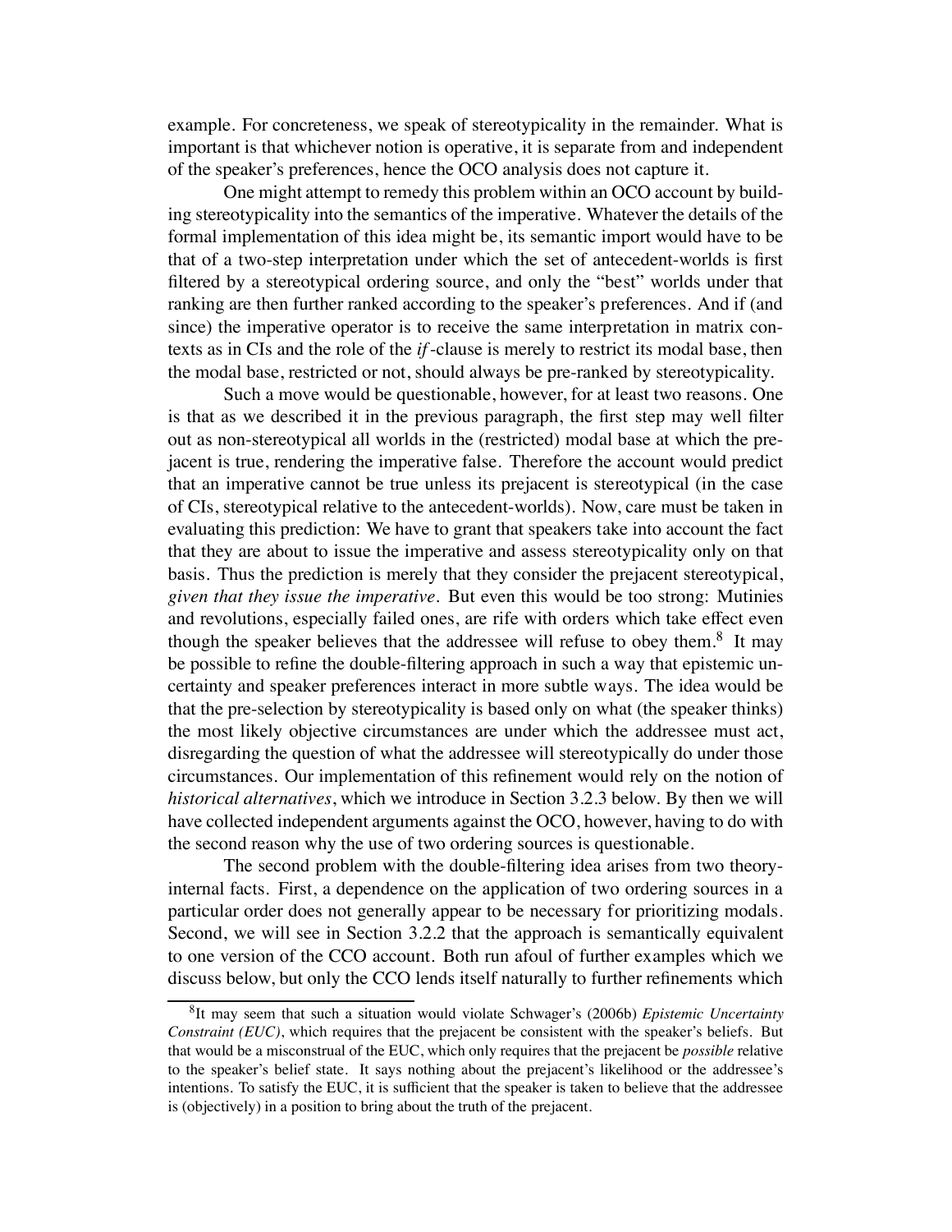example. For concreteness, we speak of stereotypicality in the remainder. What is important is that whichever notion is operative, it is separate from and independent of the speaker's preferences, hence the OCO analysis does not capture it.

One might attempt to remedy this problem within an OCO account by building stereotypicality into the semantics of the imperative. Whatever the details of the formal implementation of this idea might be, its semantic import would have to be that of a two-step interpretation under which the set of antecedent-worlds is first filtered by a stereotypical ordering source, and only the "best" worlds under that ranking are then further ranked according to the speaker's preferences. And if (and since) the imperative operator is to receive the same interpretation in matrix contexts as in CIs and the role of the *if*-clause is merely to restrict its modal base, then the modal base, restricted or not, should always be pre-ranked by stereotypicality.

Such a move would be questionable, however, for at least two reasons. One is that as we described it in the previous paragraph, the first step may well filter out as non-stereotypical all worlds in the (restricted) modal base at which the prejacent is true, rendering the imperative false. Therefore the account would predict that an imperative cannot be true unless its prejacent is stereotypical (in the case of CIs, stereotypical relative to the antecedent-worlds). Now, care must be taken in evaluating this prediction: We have to grant that speakers take into account the fact that they are about to issue the imperative and assess stereotypicality only on that basis. Thus the prediction is merely that they consider the prejacent stereotypical, *given that they issue the imperative*. But even this would be too strong: Mutinies and revolutions, especially failed ones, are rife with orders which take effect even though the speaker believes that the addressee will refuse to obey them.[8] It may be possible to refine the double-filtering approach in such a way that epistemic uncertainty and speaker preferences interact in more subtle ways. The idea would be that the pre-selection by stereotypicality is based only on what (the speaker thinks) the most likely objective circumstances are under which the addressee must act, disregarding the question of what the addressee will stereotypically do under those circumstances. Our implementation of this refinement would rely on the notion of *historical alternatives*, which we introduce in Section 3.2.3 below. By then we will have collected independent arguments against the OCO, however, having to do with the second reason why the use of two ordering sources is questionable.

The second problem with the double-filtering idea arises from two theory-internal facts. First, a dependence on the application of two ordering sources in a particular order does not generally appear to be necessary for prioritizing modals. Second, we will see in Section 3.2.2 that the approach is semantically equivalent to one version of the CCO account. Both run afoul of further examples which we discuss below, but only the CCO lends itself naturally to further refinements which

[8] It may seem that such a situation would violate Schwager's (2006b) *Epistemic Uncertainty Constraint (EUC)*, which requires that the prejacent be consistent with the speaker's beliefs. But that would be a misconstrual of the EUC, which only requires that the prejacent be *possible* relative to the speaker's belief state. It says nothing about the prejacent's likelihood or the addressee's intentions. To satisfy the EUC, it is sufficient that the speaker is taken to believe that the addressee is (objectively) in a position to bring about the truth of the prejacent.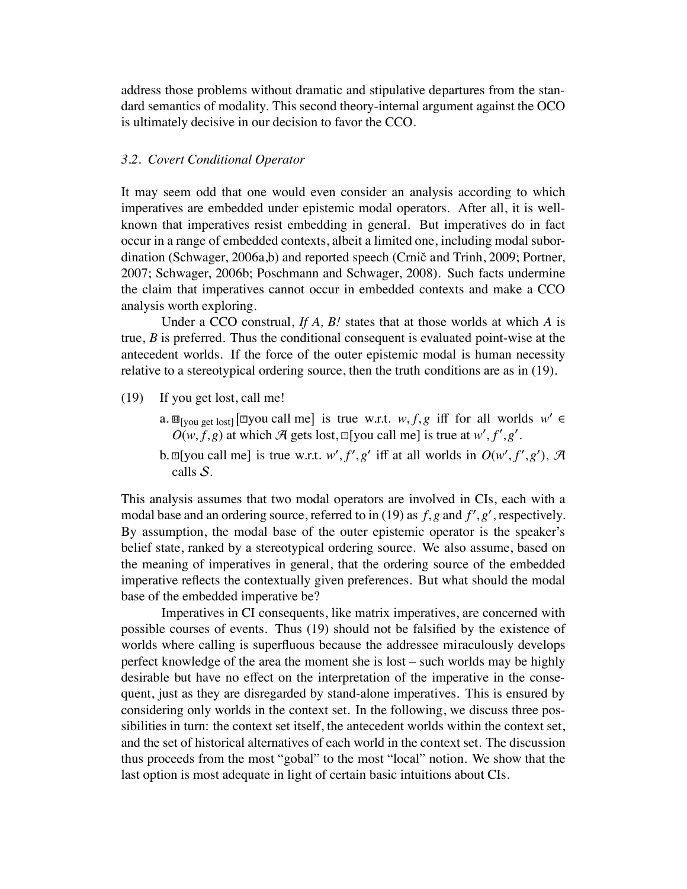address those problems without dramatic and stipulative departures from the standard semantics of modality. This second theory-internal argument against the OCO is ultimately decisive in our decision to favor the CCO.

### 3.2. Covert Conditional Operator

It may seem odd that one would even consider an analysis according to which imperatives are embedded under epistemic modal operators. After all, it is well-known that imperatives resist embedding in general. But imperatives do in fact occur in a range of embedded contexts, albeit a limited one, including modal subordination (Schwager, 2006a,b) and reported speech (Crnič and Trinh, 2009; Portner, 2007; Schwager, 2006b; Poschmann and Schwager, 2008). Such facts undermine the claim that imperatives cannot occur in embedded contexts and make a CCO analysis worth exploring.

Under a CCO construal, *If A, B!* states that at those worlds at which *A* is true, *B* is preferred. Thus the conditional consequent is evaluated point-wise at the antecedent worlds. If the force of the outer epistemic modal is human necessity relative to a stereotypical ordering source, then the truth conditions are as in (19).

(19) If you get lost, call me!

a. $\boxplus_{\text{[you get lost]}}$[$\boxdot$you call me] is true w.r.t. $w, f, g$ iff for all worlds $w' \in O(w, f, g)$ at which $\mathcal{A}$ gets lost, $\boxdot$[you call me] is true at $w', f', g'$.

b. $\boxdot$[you call me] is true w.r.t. $w', f', g'$ iff at all worlds in $O(w', f', g')$, $\mathcal{A}$ calls $\mathcal{S}$.

This analysis assumes that two modal operators are involved in CIs, each with a modal base and an ordering source, referred to in (19) as $f, g$ and $f', g'$, respectively. By assumption, the modal base of the outer epistemic operator is the speaker's belief state, ranked by a stereotypical ordering source. We also assume, based on the meaning of imperatives in general, that the ordering source of the embedded imperative reflects the contextually given preferences. But what should the modal base of the embedded imperative be?

Imperatives in CI consequents, like matrix imperatives, are concerned with possible courses of events. Thus (19) should not be falsified by the existence of worlds where calling is superfluous because the addressee miraculously develops perfect knowledge of the area the moment she is lost – such worlds may be highly desirable but have no effect on the interpretation of the imperative in the consequent, just as they are disregarded by stand-alone imperatives. This is ensured by considering only worlds in the context set. In the following, we discuss three possibilities in turn: the context set itself, the antecedent worlds within the context set, and the set of historical alternatives of each world in the context set. The discussion thus proceeds from the most "gobal" to the most "local" notion. We show that the last option is most adequate in light of certain basic intuitions about CIs.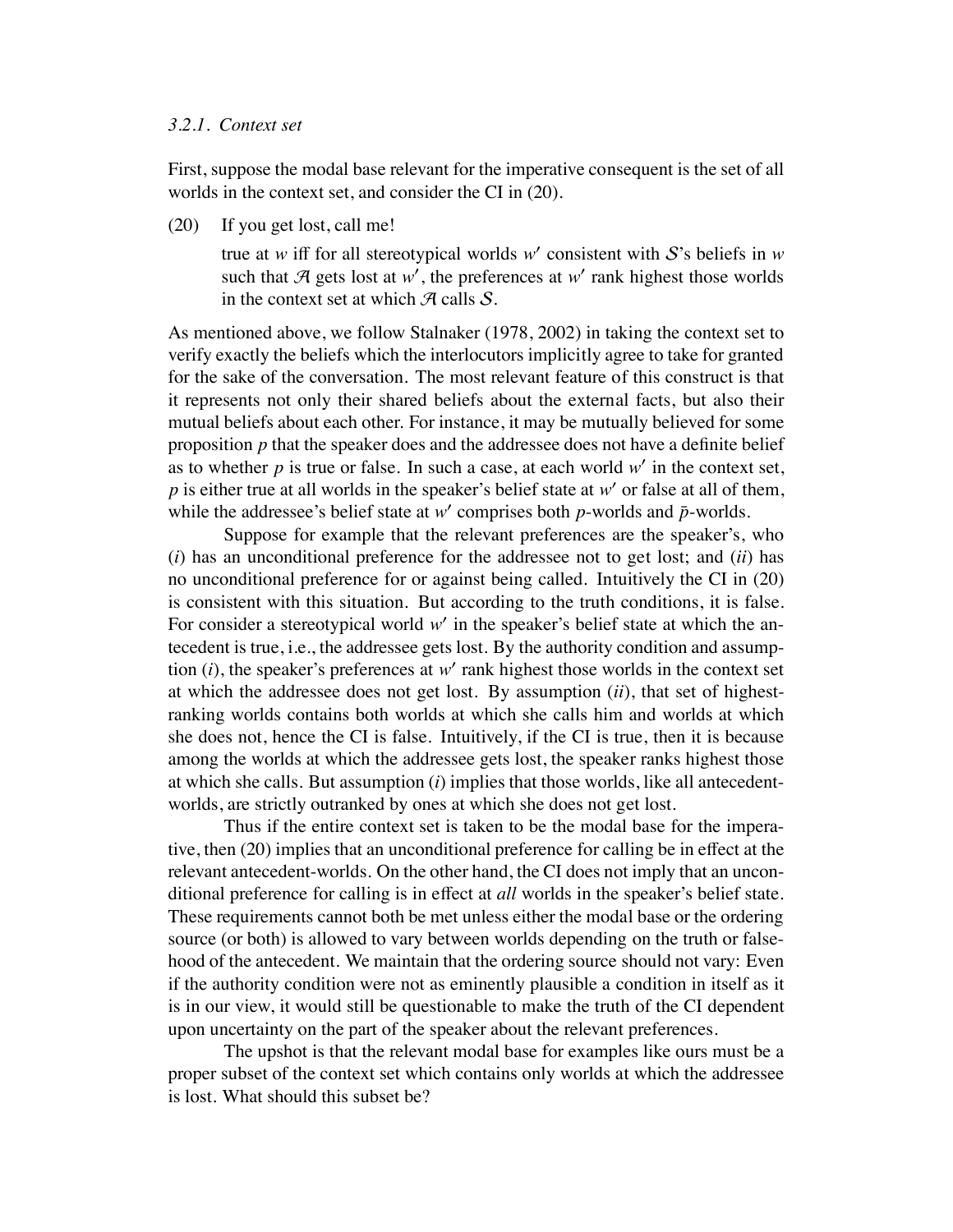### 3.2.1. *Context set*

First, suppose the modal base relevant for the imperative consequent is the set of all worlds in the context set, and consider the CI in (20).

(20) If you get lost, call me!

> true at $w$ iff for all stereotypical worlds $w'$ consistent with $\mathcal{S}$'s beliefs in $w$ such that $\mathcal{A}$ gets lost at $w'$, the preferences at $w'$ rank highest those worlds in the context set at which $\mathcal{A}$ calls $\mathcal{S}$.

As mentioned above, we follow Stalnaker (1978, 2002) in taking the context set to verify exactly the beliefs which the interlocutors implicitly agree to take for granted for the sake of the conversation. The most relevant feature of this construct is that it represents not only their shared beliefs about the external facts, but also their mutual beliefs about each other. For instance, it may be mutually believed for some proposition $p$ that the speaker does and the addressee does not have a definite belief as to whether $p$ is true or false. In such a case, at each world $w'$ in the context set, $p$ is either true at all worlds in the speaker's belief state at $w'$ or false at all of them, while the addressee's belief state at $w'$ comprises both $p$-worlds and $\bar{p}$-worlds.

Suppose for example that the relevant preferences are the speaker's, who (*i*) has an unconditional preference for the addressee not to get lost; and (*ii*) has no unconditional preference for or against being called. Intuitively the CI in (20) is consistent with this situation. But according to the truth conditions, it is false. For consider a stereotypical world $w'$ in the speaker's belief state at which the antecedent is true, i.e., the addressee gets lost. By the authority condition and assumption (*i*), the speaker's preferences at $w'$ rank highest those worlds in the context set at which the addressee does not get lost. By assumption (*ii*), that set of highest-ranking worlds contains both worlds at which she calls him and worlds at which she does not, hence the CI is false. Intuitively, if the CI is true, then it is because among the worlds at which the addressee gets lost, the speaker ranks highest those at which she calls. But assumption (*i*) implies that those worlds, like all antecedent-worlds, are strictly outranked by ones at which she does not get lost.

Thus if the entire context set is taken to be the modal base for the imperative, then (20) implies that an unconditional preference for calling be in effect at the relevant antecedent-worlds. On the other hand, the CI does not imply that an unconditional preference for calling is in effect at *all* worlds in the speaker's belief state. These requirements cannot both be met unless either the modal base or the ordering source (or both) is allowed to vary between worlds depending on the truth or falsehood of the antecedent. We maintain that the ordering source should not vary: Even if the authority condition were not as eminently plausible a condition in itself as it is in our view, it would still be questionable to make the truth of the CI dependent upon uncertainty on the part of the speaker about the relevant preferences.

The upshot is that the relevant modal base for examples like ours must be a proper subset of the context set which contains only worlds at which the addressee is lost. What should this subset be?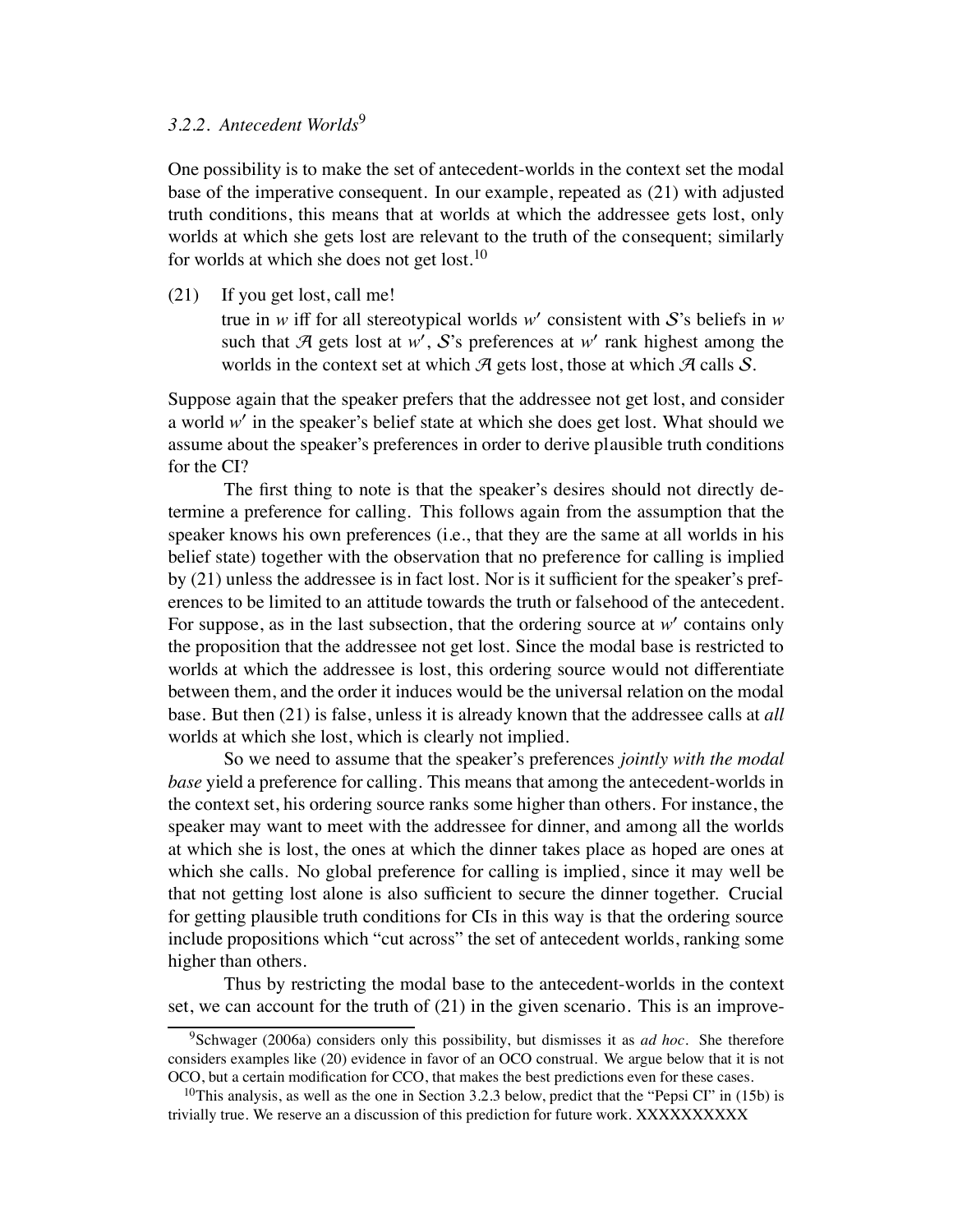### *3.2.2. Antecedent Worlds*[9]

One possibility is to make the set of antecedent-worlds in the context set the modal base of the imperative consequent. In our example, repeated as (21) with adjusted truth conditions, this means that at worlds at which the addressee gets lost, only worlds at which she gets lost are relevant to the truth of the consequent; similarly for worlds at which she does not get lost.[10]

(21) If you get lost, call me!
true in $w$ iff for all stereotypical worlds $w'$ consistent with $\mathcal{S}$'s beliefs in $w$ such that $\mathcal{A}$ gets lost at $w'$, $\mathcal{S}$'s preferences at $w'$ rank highest among the worlds in the context set at which $\mathcal{A}$ gets lost, those at which $\mathcal{A}$ calls $\mathcal{S}$.

Suppose again that the speaker prefers that the addressee not get lost, and consider a world $w'$ in the speaker's belief state at which she does get lost. What should we assume about the speaker's preferences in order to derive plausible truth conditions for the CI?

The first thing to note is that the speaker's desires should not directly determine a preference for calling. This follows again from the assumption that the speaker knows his own preferences (i.e., that they are the same at all worlds in his belief state) together with the observation that no preference for calling is implied by (21) unless the addressee is in fact lost. Nor is it sufficient for the speaker's preferences to be limited to an attitude towards the truth or falsehood of the antecedent. For suppose, as in the last subsection, that the ordering source at $w'$ contains only the proposition that the addressee not get lost. Since the modal base is restricted to worlds at which the addressee is lost, this ordering source would not differentiate between them, and the order it induces would be the universal relation on the modal base. But then (21) is false, unless it is already known that the addressee calls at *all* worlds at which she lost, which is clearly not implied.

So we need to assume that the speaker's preferences *jointly with the modal base* yield a preference for calling. This means that among the antecedent-worlds in the context set, his ordering source ranks some higher than others. For instance, the speaker may want to meet with the addressee for dinner, and among all the worlds at which she is lost, the ones at which the dinner takes place as hoped are ones at which she calls. No global preference for calling is implied, since it may well be that not getting lost alone is also sufficient to secure the dinner together. Crucial for getting plausible truth conditions for CIs in this way is that the ordering source include propositions which "cut across" the set of antecedent worlds, ranking some higher than others.

Thus by restricting the modal base to the antecedent-worlds in the context set, we can account for the truth of (21) in the given scenario. This is an improve-

[9] Schwager (2006a) considers only this possibility, but dismisses it as *ad hoc*. She therefore considers examples like (20) evidence in favor of an OCO construal. We argue below that it is not OCO, but a certain modification for CCO, that makes the best predictions even for these cases.

[10] This analysis, as well as the one in Section 3.2.3 below, predict that the "Pepsi CI" in (15b) is trivially true. We reserve an a discussion of this prediction for future work. XXXXXXXXXX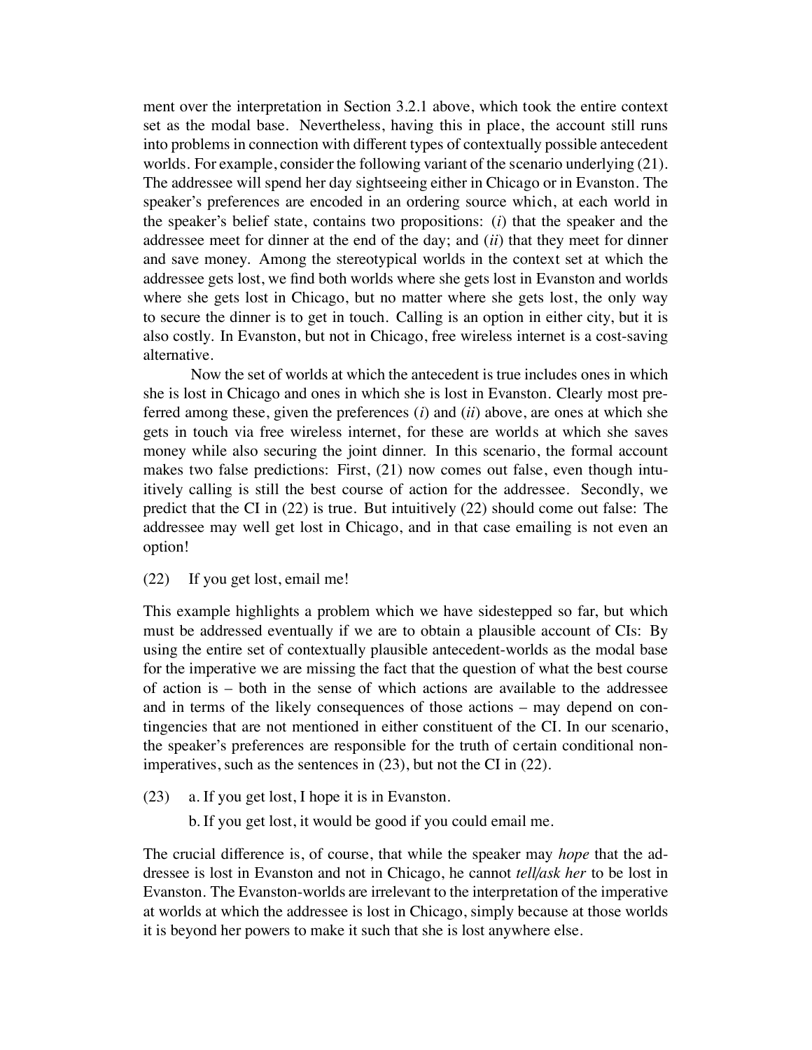ment over the interpretation in Section 3.2.1 above, which took the entire context set as the modal base. Nevertheless, having this in place, the account still runs into problems in connection with different types of contextually possible antecedent worlds. For example, consider the following variant of the scenario underlying (21). The addressee will spend her day sightseeing either in Chicago or in Evanston. The speaker's preferences are encoded in an ordering source which, at each world in the speaker's belief state, contains two propositions: (*i*) that the speaker and the addressee meet for dinner at the end of the day; and (*ii*) that they meet for dinner and save money. Among the stereotypical worlds in the context set at which the addressee gets lost, we find both worlds where she gets lost in Evanston and worlds where she gets lost in Chicago, but no matter where she gets lost, the only way to secure the dinner is to get in touch. Calling is an option in either city, but it is also costly. In Evanston, but not in Chicago, free wireless internet is a cost-saving alternative.

Now the set of worlds at which the antecedent is true includes ones in which she is lost in Chicago and ones in which she is lost in Evanston. Clearly most preferred among these, given the preferences (*i*) and (*ii*) above, are ones at which she gets in touch via free wireless internet, for these are worlds at which she saves money while also securing the joint dinner. In this scenario, the formal account makes two false predictions: First, (21) now comes out false, even though intuitively calling is still the best course of action for the addressee. Secondly, we predict that the CI in (22) is true. But intuitively (22) should come out false: The addressee may well get lost in Chicago, and in that case emailing is not even an option!

(22) If you get lost, email me!

This example highlights a problem which we have sidestepped so far, but which must be addressed eventually if we are to obtain a plausible account of CIs: By using the entire set of contextually plausible antecedent-worlds as the modal base for the imperative we are missing the fact that the question of what the best course of action is – both in the sense of which actions are available to the addressee and in terms of the likely consequences of those actions – may depend on contingencies that are not mentioned in either constituent of the CI. In our scenario, the speaker's preferences are responsible for the truth of certain conditional non-imperatives, such as the sentences in (23), but not the CI in (22).

(23) a. If you get lost, I hope it is in Evanston.

b. If you get lost, it would be good if you could email me.

The crucial difference is, of course, that while the speaker may *hope* that the addressee is lost in Evanston and not in Chicago, he cannot *tell/ask her* to be lost in Evanston. The Evanston-worlds are irrelevant to the interpretation of the imperative at worlds at which the addressee is lost in Chicago, simply because at those worlds it is beyond her powers to make it such that she is lost anywhere else.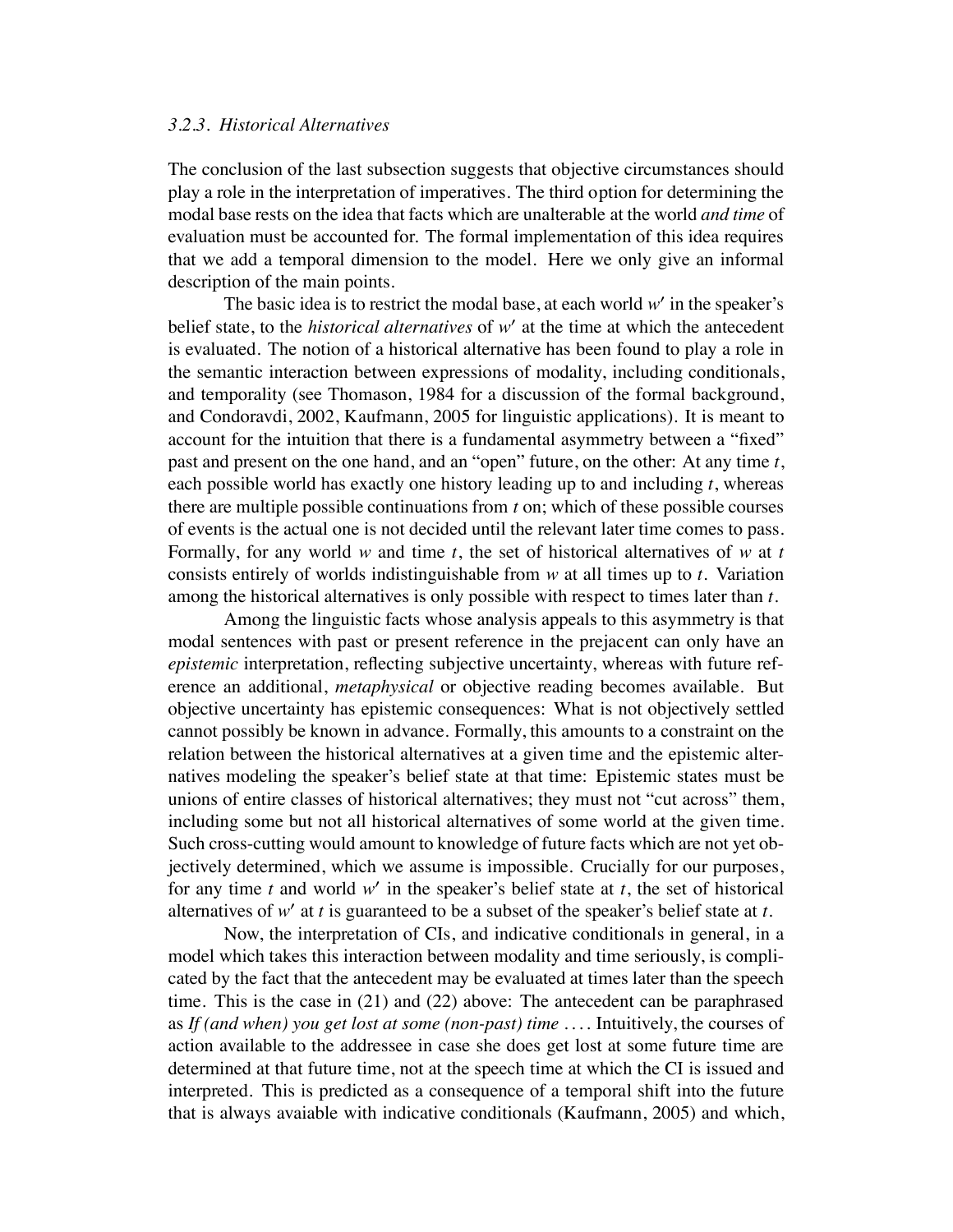#### *3.2.3. Historical Alternatives*

The conclusion of the last subsection suggests that objective circumstances should play a role in the interpretation of imperatives. The third option for determining the modal base rests on the idea that facts which are unalterable at the world *and time* of evaluation must be accounted for. The formal implementation of this idea requires that we add a temporal dimension to the model. Here we only give an informal description of the main points.

The basic idea is to restrict the modal base, at each world $w'$ in the speaker's belief state, to the *historical alternatives* of $w'$ at the time at which the antecedent is evaluated. The notion of a historical alternative has been found to play a role in the semantic interaction between expressions of modality, including conditionals, and temporality (see Thomason, 1984 for a discussion of the formal background, and Condoravdi, 2002, Kaufmann, 2005 for linguistic applications). It is meant to account for the intuition that there is a fundamental asymmetry between a "fixed" past and present on the one hand, and an "open" future, on the other: At any time $t$, each possible world has exactly one history leading up to and including $t$, whereas there are multiple possible continuations from $t$ on; which of these possible courses of events is the actual one is not decided until the relevant later time comes to pass. Formally, for any world $w$ and time $t$, the set of historical alternatives of $w$ at $t$ consists entirely of worlds indistinguishable from $w$ at all times up to $t$. Variation among the historical alternatives is only possible with respect to times later than $t$.

Among the linguistic facts whose analysis appeals to this asymmetry is that modal sentences with past or present reference in the prejacent can only have an *epistemic* interpretation, reflecting subjective uncertainty, whereas with future reference an additional, *metaphysical* or objective reading becomes available. But objective uncertainty has epistemic consequences: What is not objectively settled cannot possibly be known in advance. Formally, this amounts to a constraint on the relation between the historical alternatives at a given time and the epistemic alternatives modeling the speaker's belief state at that time: Epistemic states must be unions of entire classes of historical alternatives; they must not "cut across" them, including some but not all historical alternatives of some world at the given time. Such cross-cutting would amount to knowledge of future facts which are not yet objectively determined, which we assume is impossible. Crucially for our purposes, for any time $t$ and world $w'$ in the speaker's belief state at $t$, the set of historical alternatives of $w'$ at $t$ is guaranteed to be a subset of the speaker's belief state at $t$.

Now, the interpretation of CIs, and indicative conditionals in general, in a model which takes this interaction between modality and time seriously, is complicated by the fact that the antecedent may be evaluated at times later than the speech time. This is the case in (21) and (22) above: The antecedent can be paraphrased as *If (and when) you get lost at some (non-past) time* .... Intuitively, the courses of action available to the addressee in case she does get lost at some future time are determined at that future time, not at the speech time at which the CI is issued and interpreted. This is predicted as a consequence of a temporal shift into the future that is always avaiable with indicative conditionals (Kaufmann, 2005) and which,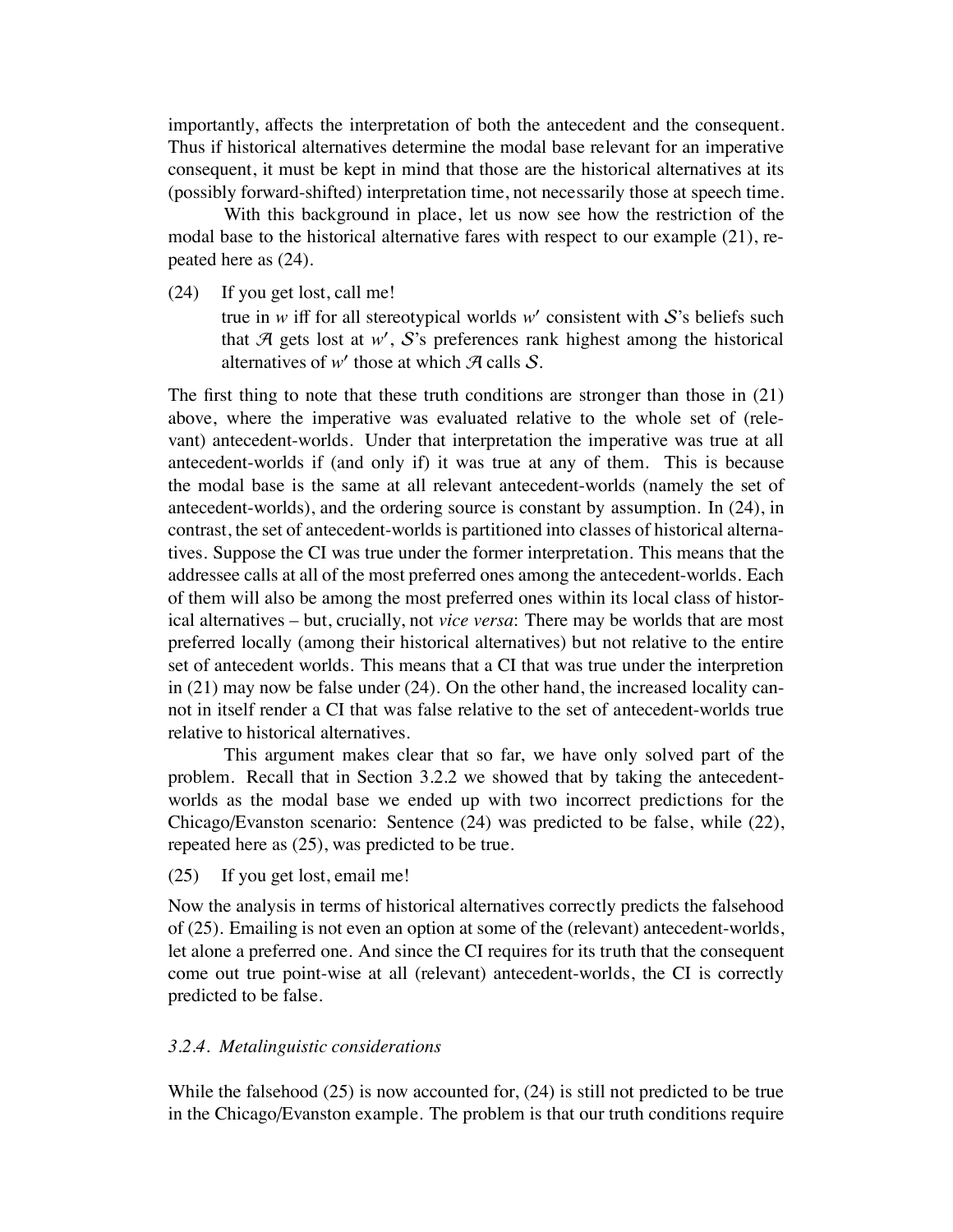importantly, affects the interpretation of both the antecedent and the consequent. Thus if historical alternatives determine the modal base relevant for an imperative consequent, it must be kept in mind that those are the historical alternatives at its (possibly forward-shifted) interpretation time, not necessarily those at speech time.

With this background in place, let us now see how the restriction of the modal base to the historical alternative fares with respect to our example (21), repeated here as (24).

(24) If you get lost, call me!
true in $w$ iff for all stereotypical worlds $w'$ consistent with $\mathcal{S}$'s beliefs such that $\mathcal{A}$ gets lost at $w'$, $\mathcal{S}$'s preferences rank highest among the historical alternatives of $w'$ those at which $\mathcal{A}$ calls $\mathcal{S}$.

The first thing to note that these truth conditions are stronger than those in (21) above, where the imperative was evaluated relative to the whole set of (relevant) antecedent-worlds. Under that interpretation the imperative was true at all antecedent-worlds if (and only if) it was true at any of them. This is because the modal base is the same at all relevant antecedent-worlds (namely the set of antecedent-worlds), and the ordering source is constant by assumption. In (24), in contrast, the set of antecedent-worlds is partitioned into classes of historical alternatives. Suppose the CI was true under the former interpretation. This means that the addressee calls at all of the most preferred ones among the antecedent-worlds. Each of them will also be among the most preferred ones within its local class of historical alternatives – but, crucially, not *vice versa*: There may be worlds that are most preferred locally (among their historical alternatives) but not relative to the entire set of antecedent worlds. This means that a CI that was true under the interpretion in (21) may now be false under (24). On the other hand, the increased locality cannot in itself render a CI that was false relative to the set of antecedent-worlds true relative to historical alternatives.

This argument makes clear that so far, we have only solved part of the problem. Recall that in Section 3.2.2 we showed that by taking the antecedent-worlds as the modal base we ended up with two incorrect predictions for the Chicago/Evanston scenario: Sentence (24) was predicted to be false, while (22), repeated here as (25), was predicted to be true.

(25) If you get lost, email me!

Now the analysis in terms of historical alternatives correctly predicts the falsehood of (25). Emailing is not even an option at some of the (relevant) antecedent-worlds, let alone a preferred one. And since the CI requires for its truth that the consequent come out true point-wise at all (relevant) antecedent-worlds, the CI is correctly predicted to be false.

### *3.2.4. Metalinguistic considerations*

While the falsehood (25) is now accounted for, (24) is still not predicted to be true in the Chicago/Evanston example. The problem is that our truth conditions require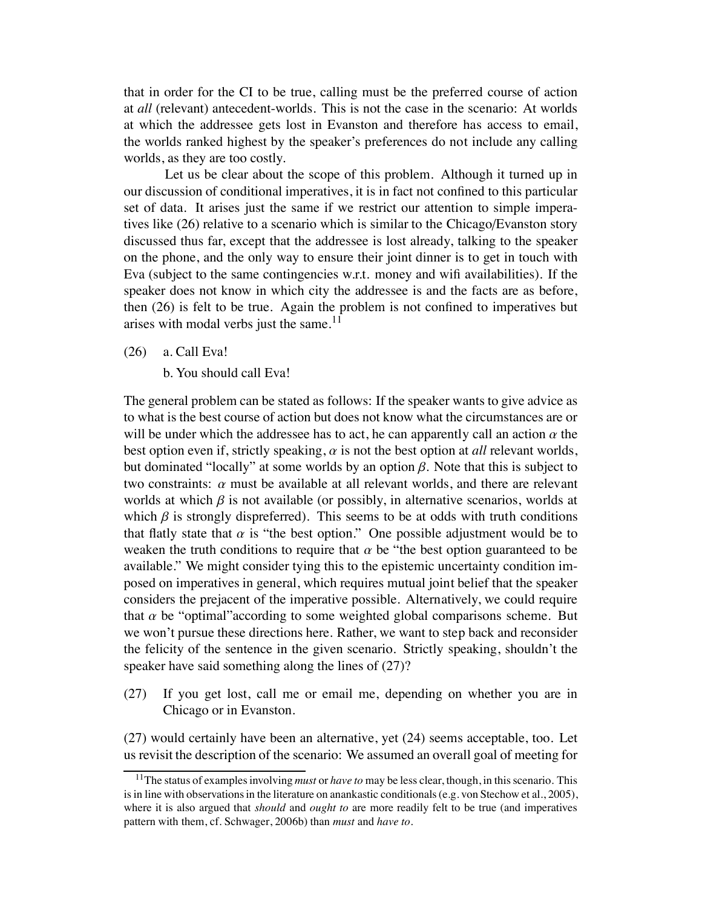that in order for the CI to be true, calling must be the preferred course of action at *all* (relevant) antecedent-worlds. This is not the case in the scenario: At worlds at which the addressee gets lost in Evanston and therefore has access to email, the worlds ranked highest by the speaker's preferences do not include any calling worlds, as they are too costly.

Let us be clear about the scope of this problem. Although it turned up in our discussion of conditional imperatives, it is in fact not confined to this particular set of data. It arises just the same if we restrict our attention to simple imperatives like (26) relative to a scenario which is similar to the Chicago/Evanston story discussed thus far, except that the addressee is lost already, talking to the speaker on the phone, and the only way to ensure their joint dinner is to get in touch with Eva (subject to the same contingencies w.r.t. money and wifi availabilities). If the speaker does not know in which city the addressee is and the facts are as before, then (26) is felt to be true. Again the problem is not confined to imperatives but arises with modal verbs just the same.[11]

(26) a. Call Eva!

b. You should call Eva!

The general problem can be stated as follows: If the speaker wants to give advice as to what is the best course of action but does not know what the circumstances are or will be under which the addressee has to act, he can apparently call an action $\alpha$ the best option even if, strictly speaking, $\alpha$ is not the best option at *all* relevant worlds, but dominated "locally" at some worlds by an option $\beta$. Note that this is subject to two constraints: $\alpha$ must be available at all relevant worlds, and there are relevant worlds at which $\beta$ is not available (or possibly, in alternative scenarios, worlds at which $\beta$ is strongly dispreferred). This seems to be at odds with truth conditions that flatly state that $\alpha$ is "the best option." One possible adjustment would be to weaken the truth conditions to require that $\alpha$ be "the best option guaranteed to be available." We might consider tying this to the epistemic uncertainty condition imposed on imperatives in general, which requires mutual joint belief that the speaker considers the prejacent of the imperative possible. Alternatively, we could require that $\alpha$ be "optimal"according to some weighted global comparisons scheme. But we won't pursue these directions here. Rather, we want to step back and reconsider the felicity of the sentence in the given scenario. Strictly speaking, shouldn't the speaker have said something along the lines of (27)?

(27) If you get lost, call me or email me, depending on whether you are in Chicago or in Evanston.

(27) would certainly have been an alternative, yet (24) seems acceptable, too. Let us revisit the description of the scenario: We assumed an overall goal of meeting for

[11] The status of examples involving *must* or *have to* may be less clear, though, in this scenario. This is in line with observations in the literature on anankastic conditionals (e.g. von Stechow et al., 2005), where it is also argued that *should* and *ought to* are more readily felt to be true (and imperatives pattern with them, cf. Schwager, 2006b) than *must* and *have to*.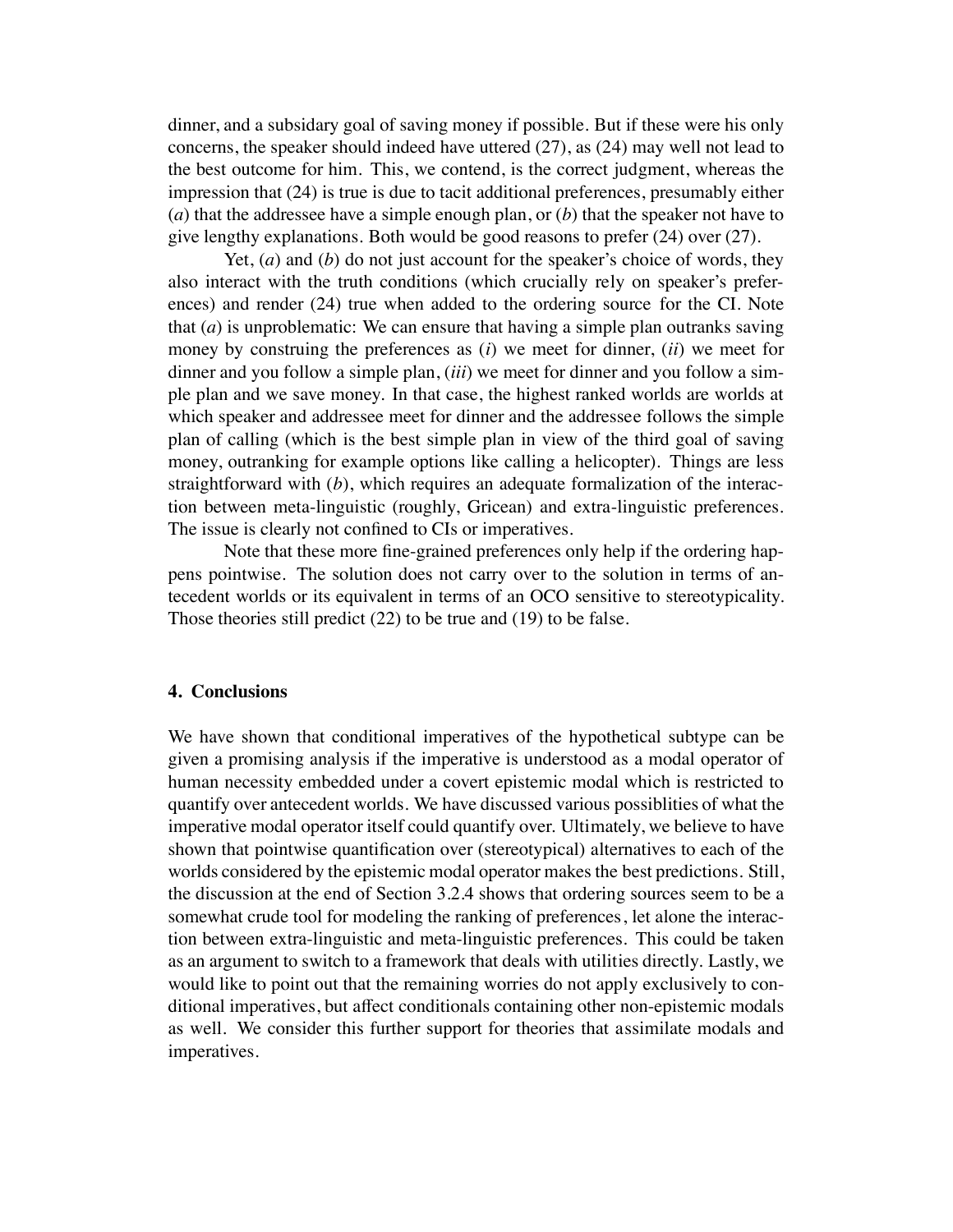dinner, and a subsidary goal of saving money if possible. But if these were his only concerns, the speaker should indeed have uttered (27), as (24) may well not lead to the best outcome for him. This, we contend, is the correct judgment, whereas the impression that (24) is true is due to tacit additional preferences, presumably either (*a*) that the addressee have a simple enough plan, or (*b*) that the speaker not have to give lengthy explanations. Both would be good reasons to prefer (24) over (27).

Yet, (*a*) and (*b*) do not just account for the speaker's choice of words, they also interact with the truth conditions (which crucially rely on speaker's preferences) and render (24) true when added to the ordering source for the CI. Note that (*a*) is unproblematic: We can ensure that having a simple plan outranks saving money by construing the preferences as (*i*) we meet for dinner, (*ii*) we meet for dinner and you follow a simple plan, (*iii*) we meet for dinner and you follow a simple plan and we save money. In that case, the highest ranked worlds are worlds at which speaker and addressee meet for dinner and the addressee follows the simple plan of calling (which is the best simple plan in view of the third goal of saving money, outranking for example options like calling a helicopter). Things are less straightforward with (*b*), which requires an adequate formalization of the interaction between meta-linguistic (roughly, Gricean) and extra-linguistic preferences. The issue is clearly not confined to CIs or imperatives.

Note that these more fine-grained preferences only help if the ordering happens pointwise. The solution does not carry over to the solution in terms of antecedent worlds or its equivalent in terms of an OCO sensitive to stereotypicality. Those theories still predict (22) to be true and (19) to be false.

## 4. Conclusions

We have shown that conditional imperatives of the hypothetical subtype can be given a promising analysis if the imperative is understood as a modal operator of human necessity embedded under a covert epistemic modal which is restricted to quantify over antecedent worlds. We have discussed various possiblities of what the imperative modal operator itself could quantify over. Ultimately, we believe to have shown that pointwise quantification over (stereotypical) alternatives to each of the worlds considered by the epistemic modal operator makes the best predictions. Still, the discussion at the end of Section 3.2.4 shows that ordering sources seem to be a somewhat crude tool for modeling the ranking of preferences, let alone the interaction between extra-linguistic and meta-linguistic preferences. This could be taken as an argument to switch to a framework that deals with utilities directly. Lastly, we would like to point out that the remaining worries do not apply exclusively to conditional imperatives, but affect conditionals containing other non-epistemic modals as well. We consider this further support for theories that assimilate modals and imperatives.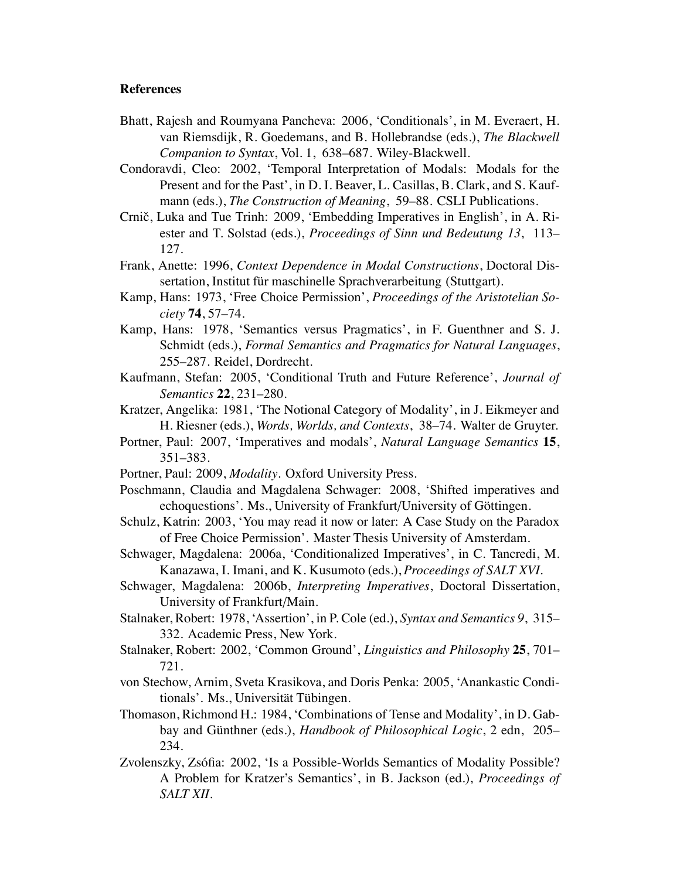## References

Bhatt, Rajesh and Roumyana Pancheva: 2006, 'Conditionals', in M. Everaert, H. van Riemsdijk, R. Goedemans, and B. Hollebrandse (eds.), *The Blackwell Companion to Syntax*, Vol. 1, 638–687. Wiley-Blackwell.

Condoravdi, Cleo: 2002, 'Temporal Interpretation of Modals: Modals for the Present and for the Past', in D. I. Beaver, L. Casillas, B. Clark, and S. Kaufmann (eds.), *The Construction of Meaning*, 59–88. CSLI Publications.

Crnič, Luka and Tue Trinh: 2009, 'Embedding Imperatives in English', in A. Riester and T. Solstad (eds.), *Proceedings of Sinn und Bedeutung 13*, 113–127.

Frank, Anette: 1996, *Context Dependence in Modal Constructions*, Doctoral Dissertation, Institut für maschinelle Sprachverarbeitung (Stuttgart).

Kamp, Hans: 1973, 'Free Choice Permission', *Proceedings of the Aristotelian Society* **74**, 57–74.

Kamp, Hans: 1978, 'Semantics versus Pragmatics', in F. Guenthner and S. J. Schmidt (eds.), *Formal Semantics and Pragmatics for Natural Languages*, 255–287. Reidel, Dordrecht.

Kaufmann, Stefan: 2005, 'Conditional Truth and Future Reference', *Journal of Semantics* **22**, 231–280.

Kratzer, Angelika: 1981, 'The Notional Category of Modality', in J. Eikmeyer and H. Riesner (eds.), *Words, Worlds, and Contexts*, 38–74. Walter de Gruyter.

Portner, Paul: 2007, 'Imperatives and modals', *Natural Language Semantics* **15**, 351–383.

Portner, Paul: 2009, *Modality*. Oxford University Press.

Poschmann, Claudia and Magdalena Schwager: 2008, 'Shifted imperatives and echoquestions'. Ms., University of Frankfurt/University of Göttingen.

Schulz, Katrin: 2003, 'You may read it now or later: A Case Study on the Paradox of Free Choice Permission'. Master Thesis University of Amsterdam.

Schwager, Magdalena: 2006a, 'Conditionalized Imperatives', in C. Tancredi, M. Kanazawa, I. Imani, and K. Kusumoto (eds.), *Proceedings of SALT XVI*.

Schwager, Magdalena: 2006b, *Interpreting Imperatives*, Doctoral Dissertation, University of Frankfurt/Main.

Stalnaker, Robert: 1978, 'Assertion', in P. Cole (ed.), *Syntax and Semantics 9*, 315–332. Academic Press, New York.

Stalnaker, Robert: 2002, 'Common Ground', *Linguistics and Philosophy* **25**, 701–721.

von Stechow, Arnim, Sveta Krasikova, and Doris Penka: 2005, 'Anankastic Conditionals'. Ms., Universität Tübingen.

Thomason, Richmond H.: 1984, 'Combinations of Tense and Modality', in D. Gabbay and Günthner (eds.), *Handbook of Philosophical Logic*, 2 edn, 205–234.

Zvolenszky, Zsófia: 2002, 'Is a Possible-Worlds Semantics of Modality Possible? A Problem for Kratzer's Semantics', in B. Jackson (ed.), *Proceedings of SALT XII*.